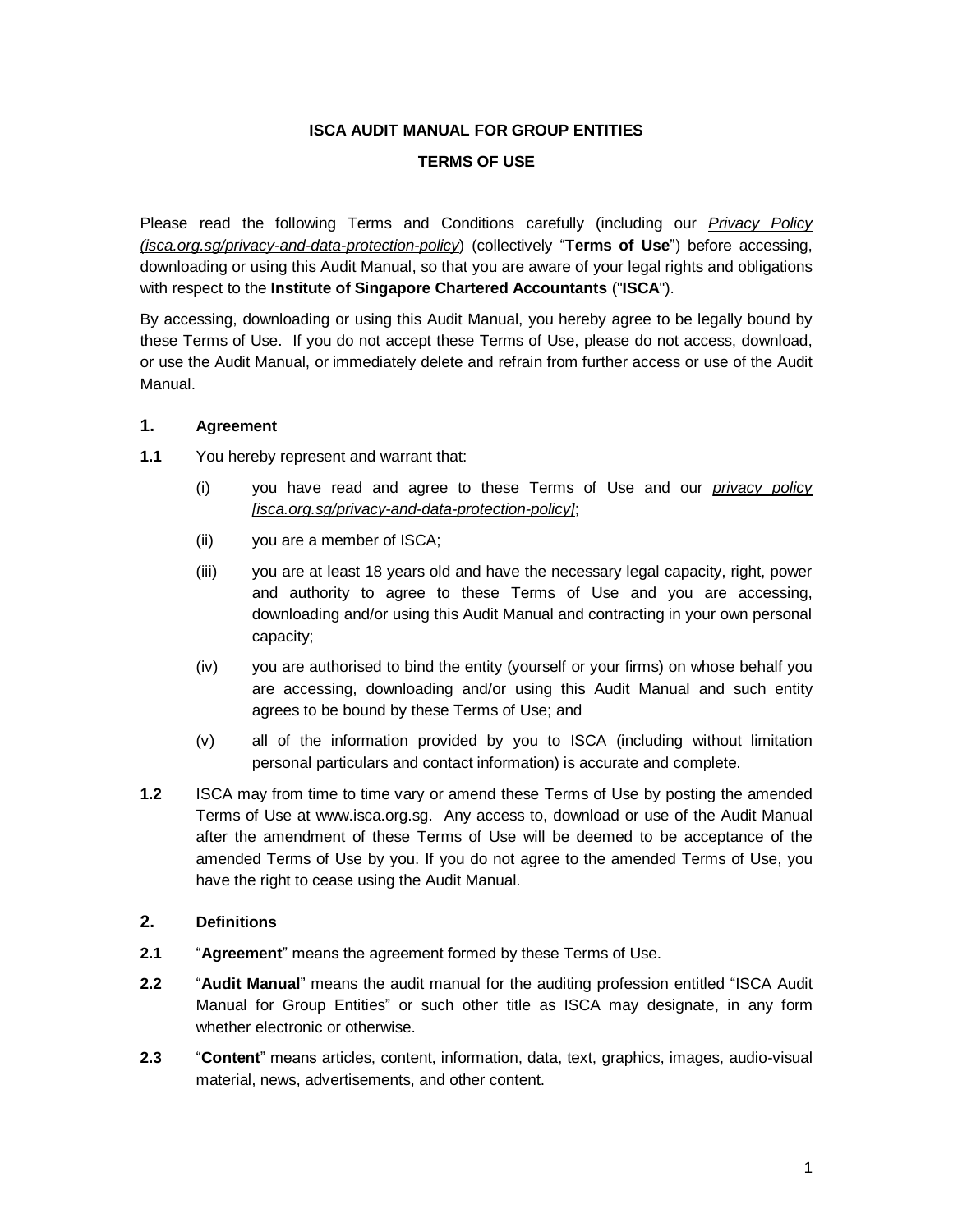**ISCA AUDIT MANUAL FOR GROUP ENTITIES**

**TERMS OF USE**

Please read the following Terms and Conditions carefully (including our *Privacy Policy (isca.org.sg/privacy-and-data-protection-policy)*) (collectively "**Terms of Use**") before accessing, downloading or using this Audit Manual, so that you are aware of your legal rights and obligations with respect to the **Institute of Singapore Chartered Accountants** ("**ISCA**").

By accessing, downloading or using this Audit Manual, you hereby agree to be legally bound by these Terms of Use. If you do not accept these Terms of Use, please do not access, download, or use the Audit Manual, or immediately delete and refrain from further access or use of the Audit Manual.

## 1. Agreement

**1.1** You hereby represent and warrant that:

(i) you have read and agree to these Terms of Use and our *privacy policy [isca.org.sg/privacy-and-data-protection-policy]*;

(ii) you are a member of ISCA;

(iii) you are at least 18 years old and have the necessary legal capacity, right, power and authority to agree to these Terms of Use and you are accessing, downloading and/or using this Audit Manual and contracting in your own personal capacity;

(iv) you are authorised to bind the entity (yourself or your firms) on whose behalf you are accessing, downloading and/or using this Audit Manual and such entity agrees to be bound by these Terms of Use; and

(v) all of the information provided by you to ISCA (including without limitation personal particulars and contact information) is accurate and complete.

**1.2** ISCA may from time to time vary or amend these Terms of Use by posting the amended Terms of Use at www.isca.org.sg. Any access to, download or use of the Audit Manual after the amendment of these Terms of Use will be deemed to be acceptance of the amended Terms of Use by you. If you do not agree to the amended Terms of Use, you have the right to cease using the Audit Manual.

## 2. Definitions

**2.1** "**Agreement**" means the agreement formed by these Terms of Use.

**2.2** "**Audit Manual**" means the audit manual for the auditing profession entitled "ISCA Audit Manual for Group Entities" or such other title as ISCA may designate, in any form whether electronic or otherwise.

**2.3** "**Content**" means articles, content, information, data, text, graphics, images, audio-visual material, news, advertisements, and other content.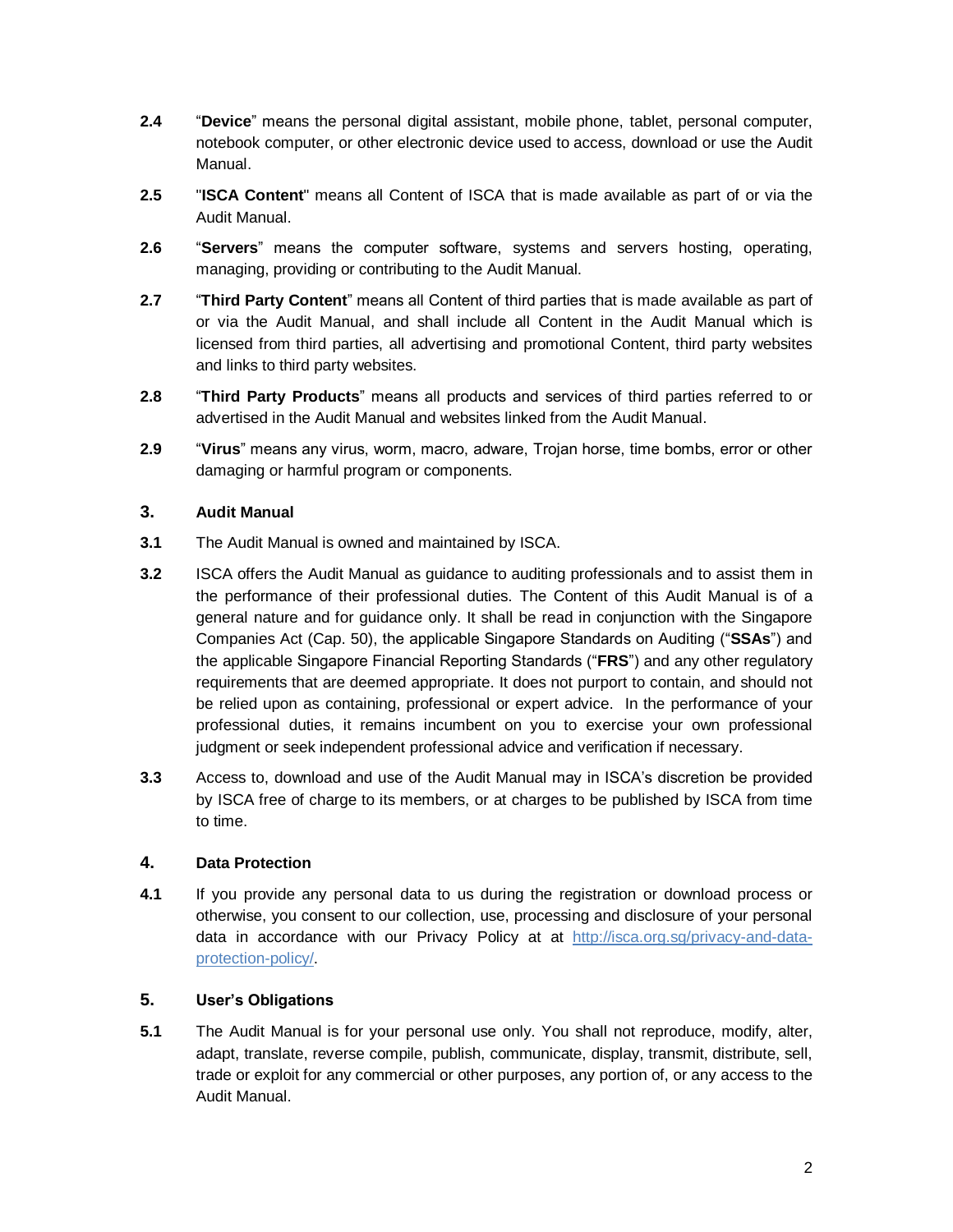**2.4** "**Device**" means the personal digital assistant, mobile phone, tablet, personal computer, notebook computer, or other electronic device used to access, download or use the Audit Manual.

**2.5** "**ISCA Content**" means all Content of ISCA that is made available as part of or via the Audit Manual.

**2.6** "**Servers**" means the computer software, systems and servers hosting, operating, managing, providing or contributing to the Audit Manual.

**2.7** "**Third Party Content**" means all Content of third parties that is made available as part of or via the Audit Manual, and shall include all Content in the Audit Manual which is licensed from third parties, all advertising and promotional Content, third party websites and links to third party websites.

**2.8** "**Third Party Products**" means all products and services of third parties referred to or advertised in the Audit Manual and websites linked from the Audit Manual.

**2.9** "**Virus**" means any virus, worm, macro, adware, Trojan horse, time bombs, error or other damaging or harmful program or components.

## 3. Audit Manual

**3.1** The Audit Manual is owned and maintained by ISCA.

**3.2** ISCA offers the Audit Manual as guidance to auditing professionals and to assist them in the performance of their professional duties. The Content of this Audit Manual is of a general nature and for guidance only. It shall be read in conjunction with the Singapore Companies Act (Cap. 50), the applicable Singapore Standards on Auditing ("**SSAs**") and the applicable Singapore Financial Reporting Standards ("**FRS**") and any other regulatory requirements that are deemed appropriate. It does not purport to contain, and should not be relied upon as containing, professional or expert advice. In the performance of your professional duties, it remains incumbent on you to exercise your own professional judgment or seek independent professional advice and verification if necessary.

**3.3** Access to, download and use of the Audit Manual may in ISCA's discretion be provided by ISCA free of charge to its members, or at charges to be published by ISCA from time to time.

## 4. Data Protection

**4.1** If you provide any personal data to us during the registration or download process or otherwise, you consent to our collection, use, processing and disclosure of your personal data in accordance with our Privacy Policy at at [http://isca.org.sg/privacy-and-data-protection-policy/](http://isca.org.sg/privacy-and-data-protection-policy/).

## 5. User's Obligations

**5.1** The Audit Manual is for your personal use only. You shall not reproduce, modify, alter, adapt, translate, reverse compile, publish, communicate, display, transmit, distribute, sell, trade or exploit for any commercial or other purposes, any portion of, or any access to the Audit Manual.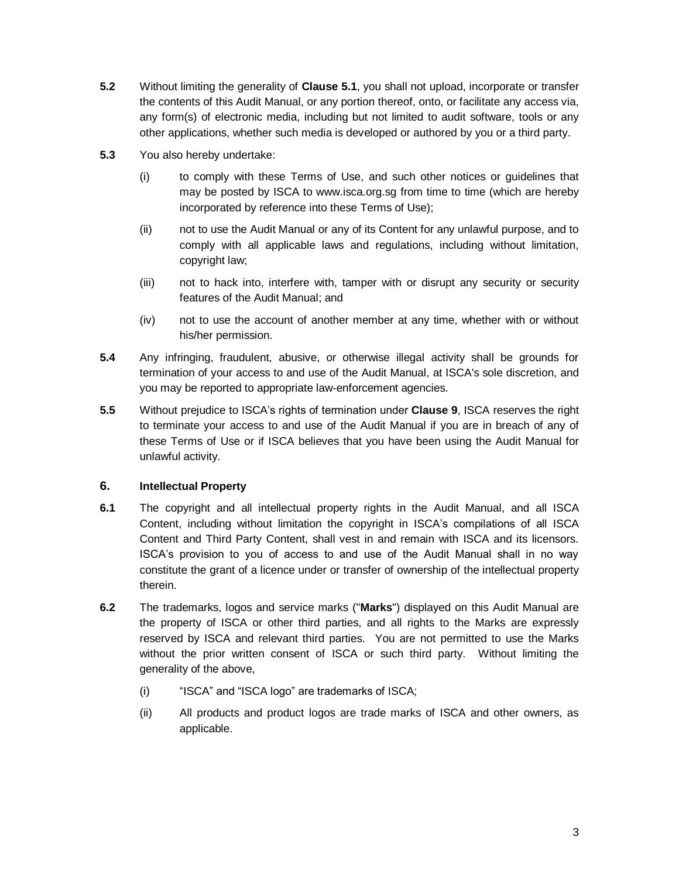**5.2** Without limiting the generality of **Clause 5.1**, you shall not upload, incorporate or transfer the contents of this Audit Manual, or any portion thereof, onto, or facilitate any access via, any form(s) of electronic media, including but not limited to audit software, tools or any other applications, whether such media is developed or authored by you or a third party.

**5.3** You also hereby undertake:

(i) to comply with these Terms of Use, and such other notices or guidelines that may be posted by ISCA to www.isca.org.sg from time to time (which are hereby incorporated by reference into these Terms of Use);

(ii) not to use the Audit Manual or any of its Content for any unlawful purpose, and to comply with all applicable laws and regulations, including without limitation, copyright law;

(iii) not to hack into, interfere with, tamper with or disrupt any security or security features of the Audit Manual; and

(iv) not to use the account of another member at any time, whether with or without his/her permission.

**5.4** Any infringing, fraudulent, abusive, or otherwise illegal activity shall be grounds for termination of your access to and use of the Audit Manual, at ISCA's sole discretion, and you may be reported to appropriate law-enforcement agencies.

**5.5** Without prejudice to ISCA's rights of termination under **Clause 9**, ISCA reserves the right to terminate your access to and use of the Audit Manual if you are in breach of any of these Terms of Use or if ISCA believes that you have been using the Audit Manual for unlawful activity.

## 6. Intellectual Property

**6.1** The copyright and all intellectual property rights in the Audit Manual, and all ISCA Content, including without limitation the copyright in ISCA's compilations of all ISCA Content and Third Party Content, shall vest in and remain with ISCA and its licensors. ISCA's provision to you of access to and use of the Audit Manual shall in no way constitute the grant of a licence under or transfer of ownership of the intellectual property therein.

**6.2** The trademarks, logos and service marks ("**Marks**") displayed on this Audit Manual are the property of ISCA or other third parties, and all rights to the Marks are expressly reserved by ISCA and relevant third parties. You are not permitted to use the Marks without the prior written consent of ISCA or such third party. Without limiting the generality of the above,

(i) "ISCA" and "ISCA logo" are trademarks of ISCA;

(ii) All products and product logos are trade marks of ISCA and other owners, as applicable.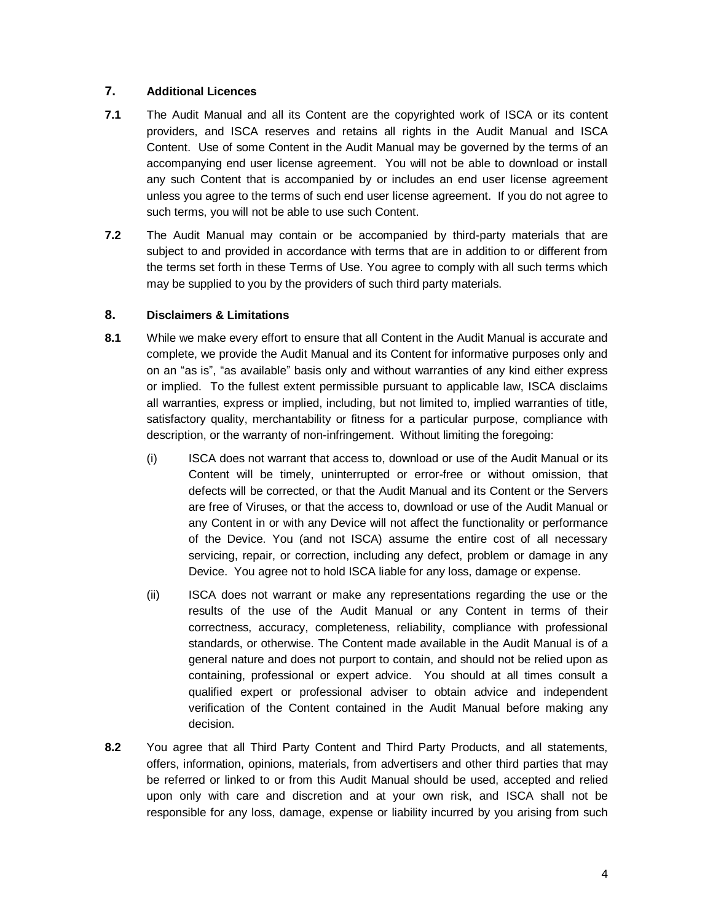## 7. Additional Licences

**7.1** The Audit Manual and all its Content are the copyrighted work of ISCA or its content providers, and ISCA reserves and retains all rights in the Audit Manual and ISCA Content. Use of some Content in the Audit Manual may be governed by the terms of an accompanying end user license agreement. You will not be able to download or install any such Content that is accompanied by or includes an end user license agreement unless you agree to the terms of such end user license agreement. If you do not agree to such terms, you will not be able to use such Content.

**7.2** The Audit Manual may contain or be accompanied by third-party materials that are subject to and provided in accordance with terms that are in addition to or different from the terms set forth in these Terms of Use. You agree to comply with all such terms which may be supplied to you by the providers of such third party materials.

## 8. Disclaimers & Limitations

**8.1** While we make every effort to ensure that all Content in the Audit Manual is accurate and complete, we provide the Audit Manual and its Content for informative purposes only and on an "as is", "as available" basis only and without warranties of any kind either express or implied. To the fullest extent permissible pursuant to applicable law, ISCA disclaims all warranties, express or implied, including, but not limited to, implied warranties of title, satisfactory quality, merchantability or fitness for a particular purpose, compliance with description, or the warranty of non-infringement. Without limiting the foregoing:

(i) ISCA does not warrant that access to, download or use of the Audit Manual or its Content will be timely, uninterrupted or error-free or without omission, that defects will be corrected, or that the Audit Manual and its Content or the Servers are free of Viruses, or that the access to, download or use of the Audit Manual or any Content in or with any Device will not affect the functionality or performance of the Device. You (and not ISCA) assume the entire cost of all necessary servicing, repair, or correction, including any defect, problem or damage in any Device. You agree not to hold ISCA liable for any loss, damage or expense.

(ii) ISCA does not warrant or make any representations regarding the use or the results of the use of the Audit Manual or any Content in terms of their correctness, accuracy, completeness, reliability, compliance with professional standards, or otherwise. The Content made available in the Audit Manual is of a general nature and does not purport to contain, and should not be relied upon as containing, professional or expert advice. You should at all times consult a qualified expert or professional adviser to obtain advice and independent verification of the Content contained in the Audit Manual before making any decision.

**8.2** You agree that all Third Party Content and Third Party Products, and all statements, offers, information, opinions, materials, from advertisers and other third parties that may be referred or linked to or from this Audit Manual should be used, accepted and relied upon only with care and discretion and at your own risk, and ISCA shall not be responsible for any loss, damage, expense or liability incurred by you arising from such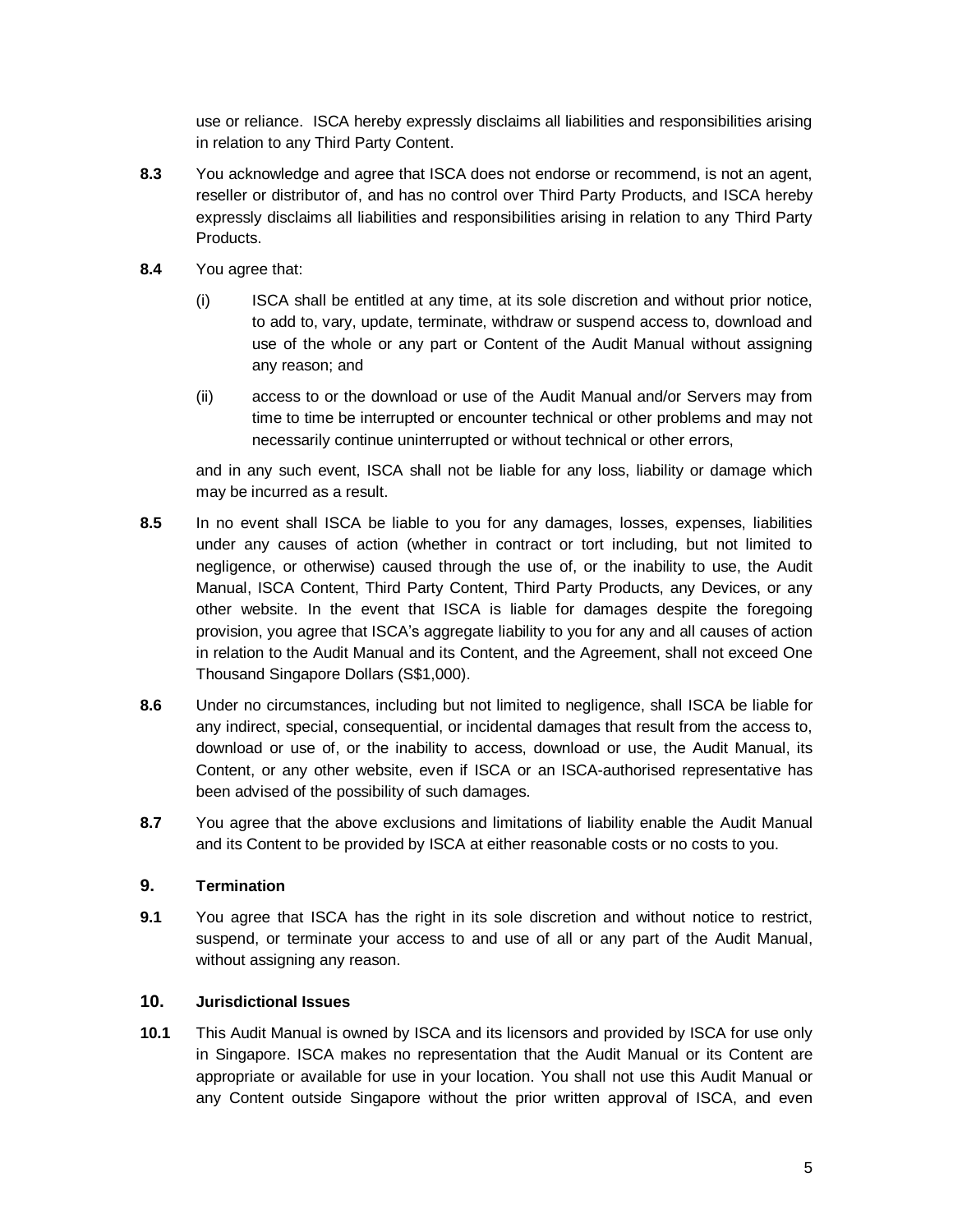use or reliance. ISCA hereby expressly disclaims all liabilities and responsibilities arising in relation to any Third Party Content.

**8.3** You acknowledge and agree that ISCA does not endorse or recommend, is not an agent, reseller or distributor of, and has no control over Third Party Products, and ISCA hereby expressly disclaims all liabilities and responsibilities arising in relation to any Third Party Products.

**8.4** You agree that:

(i) ISCA shall be entitled at any time, at its sole discretion and without prior notice, to add to, vary, update, terminate, withdraw or suspend access to, download and use of the whole or any part or Content of the Audit Manual without assigning any reason; and

(ii) access to or the download or use of the Audit Manual and/or Servers may from time to time be interrupted or encounter technical or other problems and may not necessarily continue uninterrupted or without technical or other errors,

and in any such event, ISCA shall not be liable for any loss, liability or damage which may be incurred as a result.

**8.5** In no event shall ISCA be liable to you for any damages, losses, expenses, liabilities under any causes of action (whether in contract or tort including, but not limited to negligence, or otherwise) caused through the use of, or the inability to use, the Audit Manual, ISCA Content, Third Party Content, Third Party Products, any Devices, or any other website. In the event that ISCA is liable for damages despite the foregoing provision, you agree that ISCA's aggregate liability to you for any and all causes of action in relation to the Audit Manual and its Content, and the Agreement, shall not exceed One Thousand Singapore Dollars (S$1,000).

**8.6** Under no circumstances, including but not limited to negligence, shall ISCA be liable for any indirect, special, consequential, or incidental damages that result from the access to, download or use of, or the inability to access, download or use, the Audit Manual, its Content, or any other website, even if ISCA or an ISCA-authorised representative has been advised of the possibility of such damages.

**8.7** You agree that the above exclusions and limitations of liability enable the Audit Manual and its Content to be provided by ISCA at either reasonable costs or no costs to you.

## 9. Termination

**9.1** You agree that ISCA has the right in its sole discretion and without notice to restrict, suspend, or terminate your access to and use of all or any part of the Audit Manual, without assigning any reason.

## 10. Jurisdictional Issues

**10.1** This Audit Manual is owned by ISCA and its licensors and provided by ISCA for use only in Singapore. ISCA makes no representation that the Audit Manual or its Content are appropriate or available for use in your location. You shall not use this Audit Manual or any Content outside Singapore without the prior written approval of ISCA, and even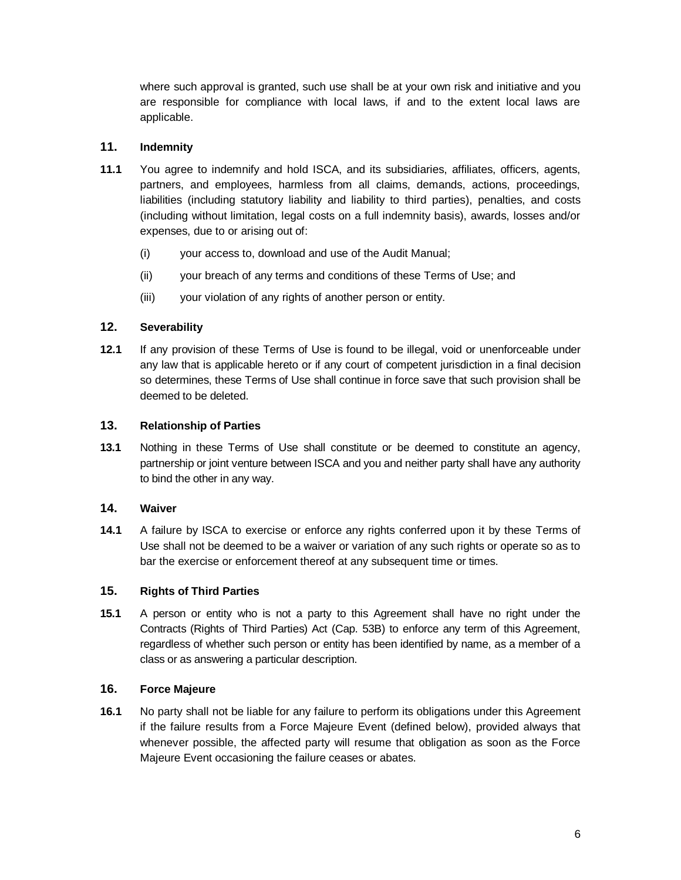where such approval is granted, such use shall be at your own risk and initiative and you are responsible for compliance with local laws, if and to the extent local laws are applicable.

## 11. Indemnity

**11.1** You agree to indemnify and hold ISCA, and its subsidiaries, affiliates, officers, agents, partners, and employees, harmless from all claims, demands, actions, proceedings, liabilities (including statutory liability and liability to third parties), penalties, and costs (including without limitation, legal costs on a full indemnity basis), awards, losses and/or expenses, due to or arising out of:

(i) your access to, download and use of the Audit Manual;

(ii) your breach of any terms and conditions of these Terms of Use; and

(iii) your violation of any rights of another person or entity.

## 12. Severability

**12.1** If any provision of these Terms of Use is found to be illegal, void or unenforceable under any law that is applicable hereto or if any court of competent jurisdiction in a final decision so determines, these Terms of Use shall continue in force save that such provision shall be deemed to be deleted.

## 13. Relationship of Parties

**13.1** Nothing in these Terms of Use shall constitute or be deemed to constitute an agency, partnership or joint venture between ISCA and you and neither party shall have any authority to bind the other in any way.

## 14. Waiver

**14.1** A failure by ISCA to exercise or enforce any rights conferred upon it by these Terms of Use shall not be deemed to be a waiver or variation of any such rights or operate so as to bar the exercise or enforcement thereof at any subsequent time or times.

## 15. Rights of Third Parties

**15.1** A person or entity who is not a party to this Agreement shall have no right under the Contracts (Rights of Third Parties) Act (Cap. 53B) to enforce any term of this Agreement, regardless of whether such person or entity has been identified by name, as a member of a class or as answering a particular description.

## 16. Force Majeure

**16.1** No party shall not be liable for any failure to perform its obligations under this Agreement if the failure results from a Force Majeure Event (defined below), provided always that whenever possible, the affected party will resume that obligation as soon as the Force Majeure Event occasioning the failure ceases or abates.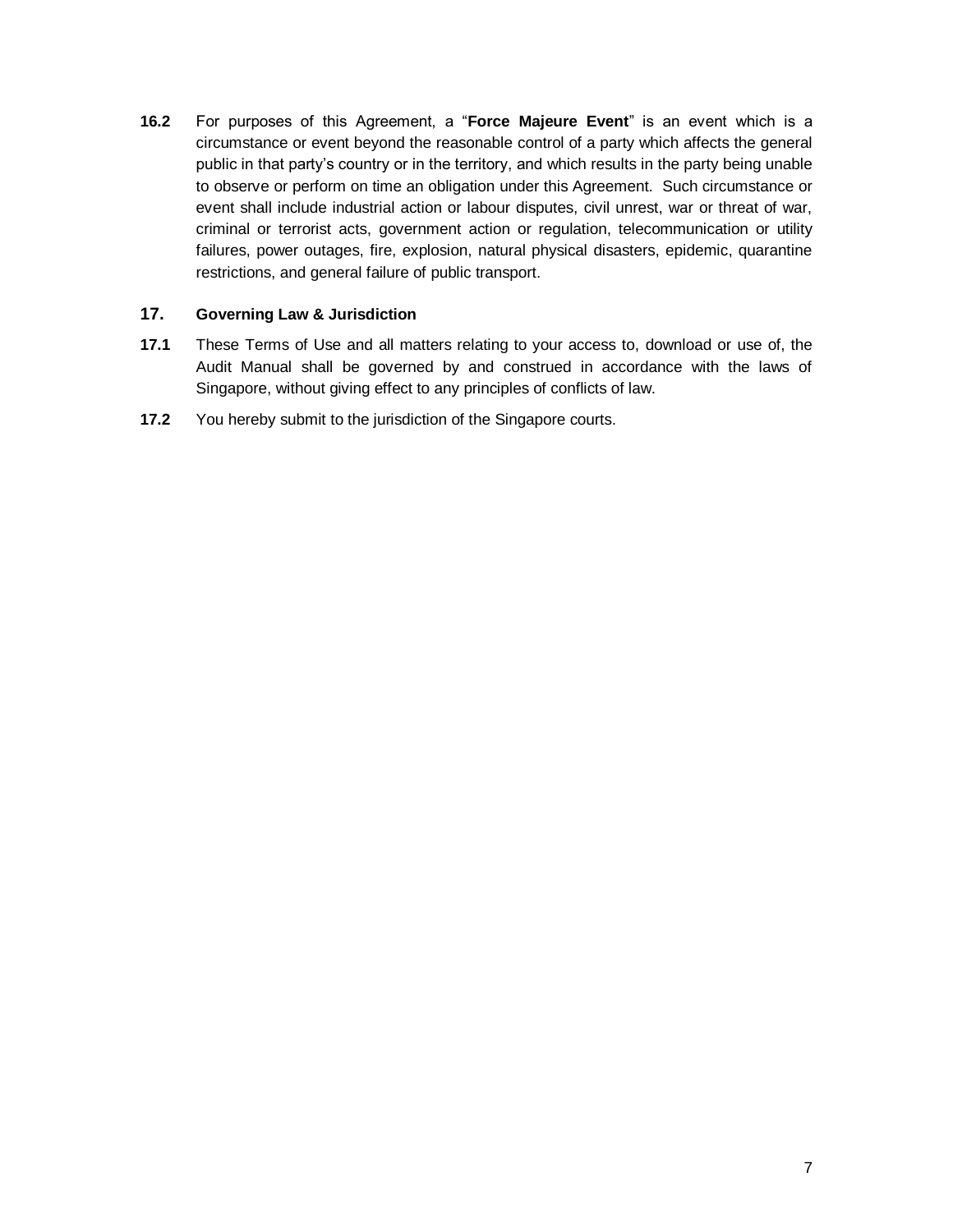**16.2** For purposes of this Agreement, a "**Force Majeure Event**" is an event which is a circumstance or event beyond the reasonable control of a party which affects the general public in that party's country or in the territory, and which results in the party being unable to observe or perform on time an obligation under this Agreement. Such circumstance or event shall include industrial action or labour disputes, civil unrest, war or threat of war, criminal or terrorist acts, government action or regulation, telecommunication or utility failures, power outages, fire, explosion, natural physical disasters, epidemic, quarantine restrictions, and general failure of public transport.

## 17. Governing Law & Jurisdiction

**17.1** These Terms of Use and all matters relating to your access to, download or use of, the Audit Manual shall be governed by and construed in accordance with the laws of Singapore, without giving effect to any principles of conflicts of law.

**17.2** You hereby submit to the jurisdiction of the Singapore courts.